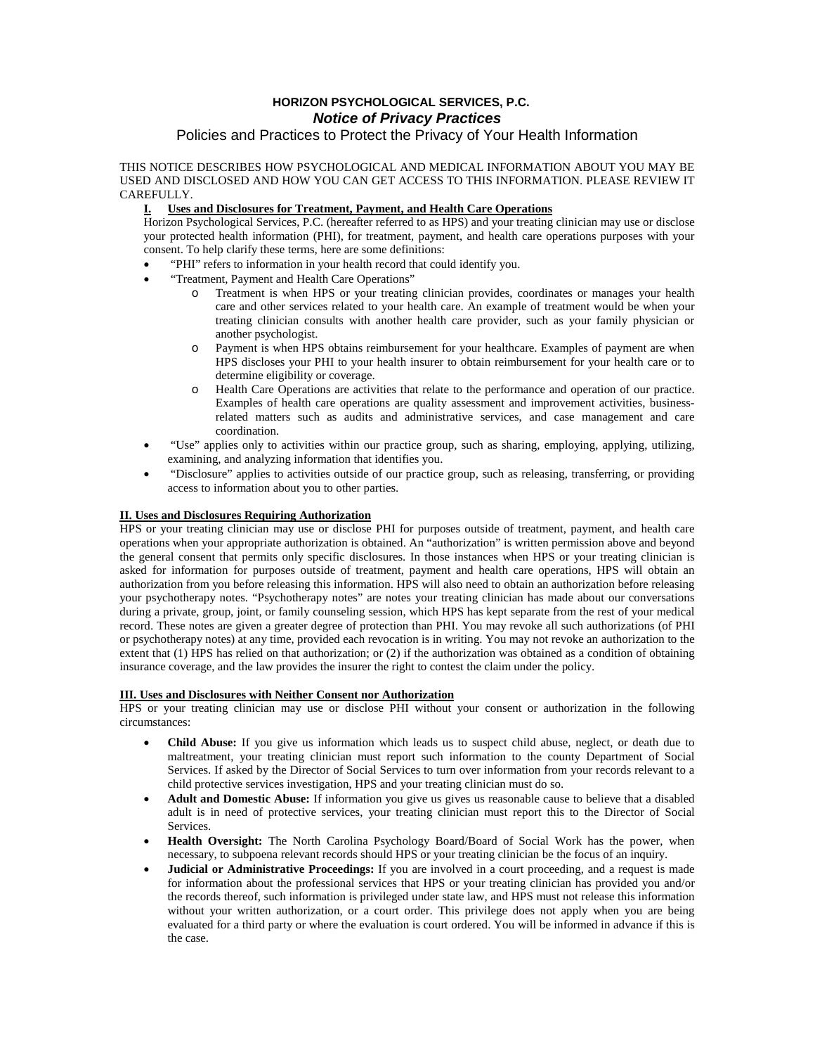**HORIZON PSYCHOLOGICAL SERVICES, P.C.**

***Notice of Privacy Practices***

Policies and Practices to Protect the Privacy of Your Health Information

THIS NOTICE DESCRIBES HOW PSYCHOLOGICAL AND MEDICAL INFORMATION ABOUT YOU MAY BE USED AND DISCLOSED AND HOW YOU CAN GET ACCESS TO THIS INFORMATION. PLEASE REVIEW IT CAREFULLY.

## I. Uses and Disclosures for Treatment, Payment, and Health Care Operations

Horizon Psychological Services, P.C. (hereafter referred to as HPS) and your treating clinician may use or disclose your protected health information (PHI), for treatment, payment, and health care operations purposes with your consent. To help clarify these terms, here are some definitions:

- "PHI" refers to information in your health record that could identify you.
- "Treatment, Payment and Health Care Operations"
    - Treatment is when HPS or your treating clinician provides, coordinates or manages your health care and other services related to your health care. An example of treatment would be when your treating clinician consults with another health care provider, such as your family physician or another psychologist.
    - Payment is when HPS obtains reimbursement for your healthcare. Examples of payment are when HPS discloses your PHI to your health insurer to obtain reimbursement for your health care or to determine eligibility or coverage.
    - Health Care Operations are activities that relate to the performance and operation of our practice. Examples of health care operations are quality assessment and improvement activities, business-related matters such as audits and administrative services, and case management and care coordination.
- "Use" applies only to activities within our practice group, such as sharing, employing, applying, utilizing, examining, and analyzing information that identifies you.
- "Disclosure" applies to activities outside of our practice group, such as releasing, transferring, or providing access to information about you to other parties.

## II. Uses and Disclosures Requiring Authorization

HPS or your treating clinician may use or disclose PHI for purposes outside of treatment, payment, and health care operations when your appropriate authorization is obtained. An "authorization" is written permission above and beyond the general consent that permits only specific disclosures. In those instances when HPS or your treating clinician is asked for information for purposes outside of treatment, payment and health care operations, HPS will obtain an authorization from you before releasing this information. HPS will also need to obtain an authorization before releasing your psychotherapy notes. "Psychotherapy notes" are notes your treating clinician has made about our conversations during a private, group, joint, or family counseling session, which HPS has kept separate from the rest of your medical record. These notes are given a greater degree of protection than PHI. You may revoke all such authorizations (of PHI or psychotherapy notes) at any time, provided each revocation is in writing. You may not revoke an authorization to the extent that (1) HPS has relied on that authorization; or (2) if the authorization was obtained as a condition of obtaining insurance coverage, and the law provides the insurer the right to contest the claim under the policy.

## III. Uses and Disclosures with Neither Consent nor Authorization

HPS or your treating clinician may use or disclose PHI without your consent or authorization in the following circumstances:

- **Child Abuse:** If you give us information which leads us to suspect child abuse, neglect, or death due to maltreatment, your treating clinician must report such information to the county Department of Social Services. If asked by the Director of Social Services to turn over information from your records relevant to a child protective services investigation, HPS and your treating clinician must do so.
- **Adult and Domestic Abuse:** If information you give us gives us reasonable cause to believe that a disabled adult is in need of protective services, your treating clinician must report this to the Director of Social Services.
- **Health Oversight:** The North Carolina Psychology Board/Board of Social Work has the power, when necessary, to subpoena relevant records should HPS or your treating clinician be the focus of an inquiry.
- **Judicial or Administrative Proceedings:** If you are involved in a court proceeding, and a request is made for information about the professional services that HPS or your treating clinician has provided you and/or the records thereof, such information is privileged under state law, and HPS must not release this information without your written authorization, or a court order. This privilege does not apply when you are being evaluated for a third party or where the evaluation is court ordered. You will be informed in advance if this is the case.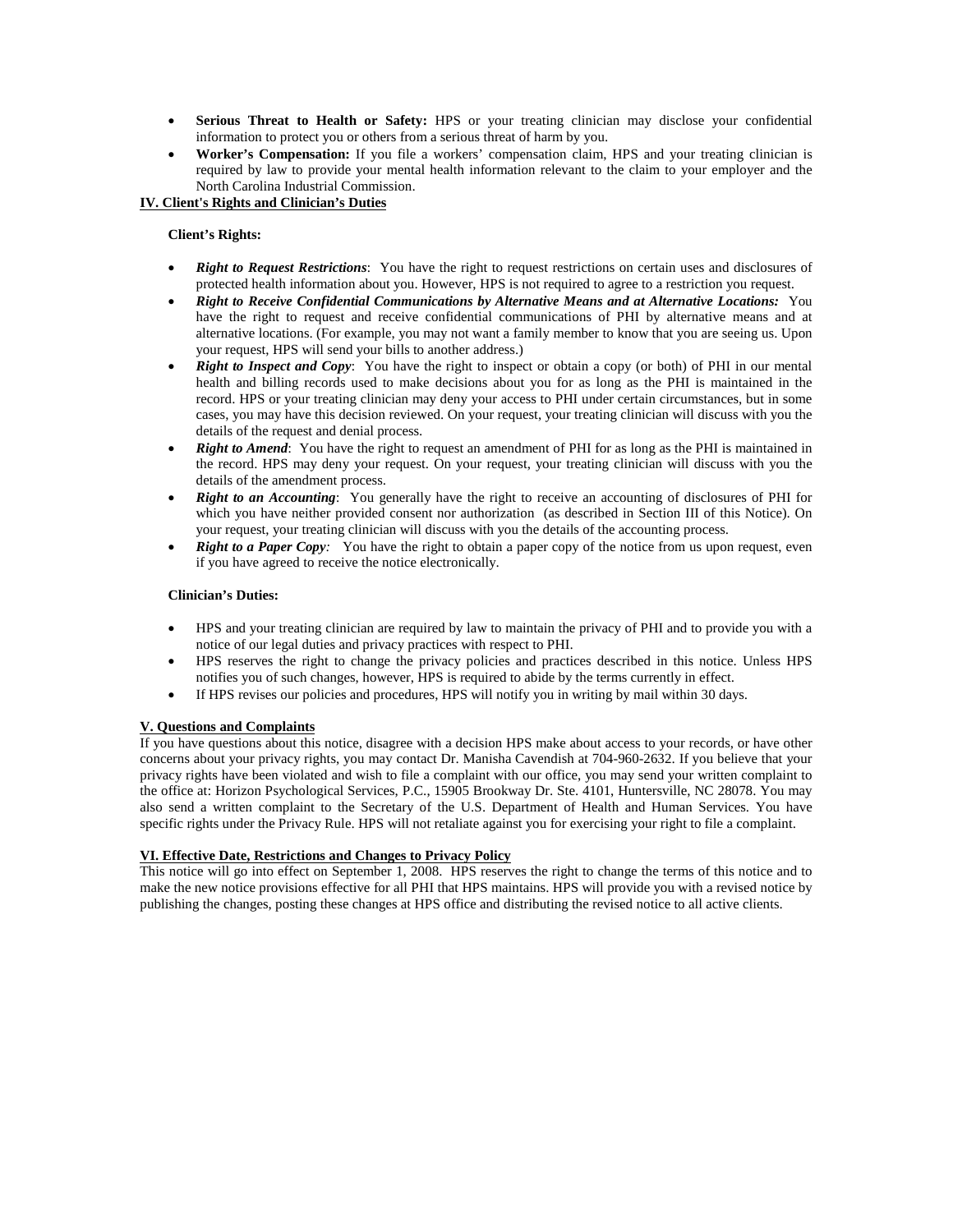- **Serious Threat to Health or Safety:** HPS or your treating clinician may disclose your confidential information to protect you or others from a serious threat of harm by you.
- **Worker's Compensation:** If you file a workers' compensation claim, HPS and your treating clinician is required by law to provide your mental health information relevant to the claim to your employer and the North Carolina Industrial Commission.

## IV. Client's Rights and Clinician's Duties

**Client's Rights:**

- ***Right to Request Restrictions***: You have the right to request restrictions on certain uses and disclosures of protected health information about you. However, HPS is not required to agree to a restriction you request.
- ***Right to Receive Confidential Communications by Alternative Means and at Alternative Locations:*** You have the right to request and receive confidential communications of PHI by alternative means and at alternative locations. (For example, you may not want a family member to know that you are seeing us. Upon your request, HPS will send your bills to another address.)
- ***Right to Inspect and Copy***: You have the right to inspect or obtain a copy (or both) of PHI in our mental health and billing records used to make decisions about you for as long as the PHI is maintained in the record. HPS or your treating clinician may deny your access to PHI under certain circumstances, but in some cases, you may have this decision reviewed. On your request, your treating clinician will discuss with you the details of the request and denial process.
- ***Right to Amend***: You have the right to request an amendment of PHI for as long as the PHI is maintained in the record. HPS may deny your request. On your request, your treating clinician will discuss with you the details of the amendment process.
- ***Right to an Accounting***: You generally have the right to receive an accounting of disclosures of PHI for which you have neither provided consent nor authorization (as described in Section III of this Notice). On your request, your treating clinician will discuss with you the details of the accounting process.
- ***Right to a Paper Copy:*** You have the right to obtain a paper copy of the notice from us upon request, even if you have agreed to receive the notice electronically.

**Clinician's Duties:**

- HPS and your treating clinician are required by law to maintain the privacy of PHI and to provide you with a notice of our legal duties and privacy practices with respect to PHI.
- HPS reserves the right to change the privacy policies and practices described in this notice. Unless HPS notifies you of such changes, however, HPS is required to abide by the terms currently in effect.
- If HPS revises our policies and procedures, HPS will notify you in writing by mail within 30 days.

## V. Questions and Complaints

If you have questions about this notice, disagree with a decision HPS make about access to your records, or have other concerns about your privacy rights, you may contact Dr. Manisha Cavendish at 704-960-2632. If you believe that your privacy rights have been violated and wish to file a complaint with our office, you may send your written complaint to the office at: Horizon Psychological Services, P.C., 15905 Brookway Dr. Ste. 4101, Huntersville, NC 28078. You may also send a written complaint to the Secretary of the U.S. Department of Health and Human Services. You have specific rights under the Privacy Rule. HPS will not retaliate against you for exercising your right to file a complaint.

## VI. Effective Date, Restrictions and Changes to Privacy Policy

This notice will go into effect on September 1, 2008. HPS reserves the right to change the terms of this notice and to make the new notice provisions effective for all PHI that HPS maintains. HPS will provide you with a revised notice by publishing the changes, posting these changes at HPS office and distributing the revised notice to all active clients.